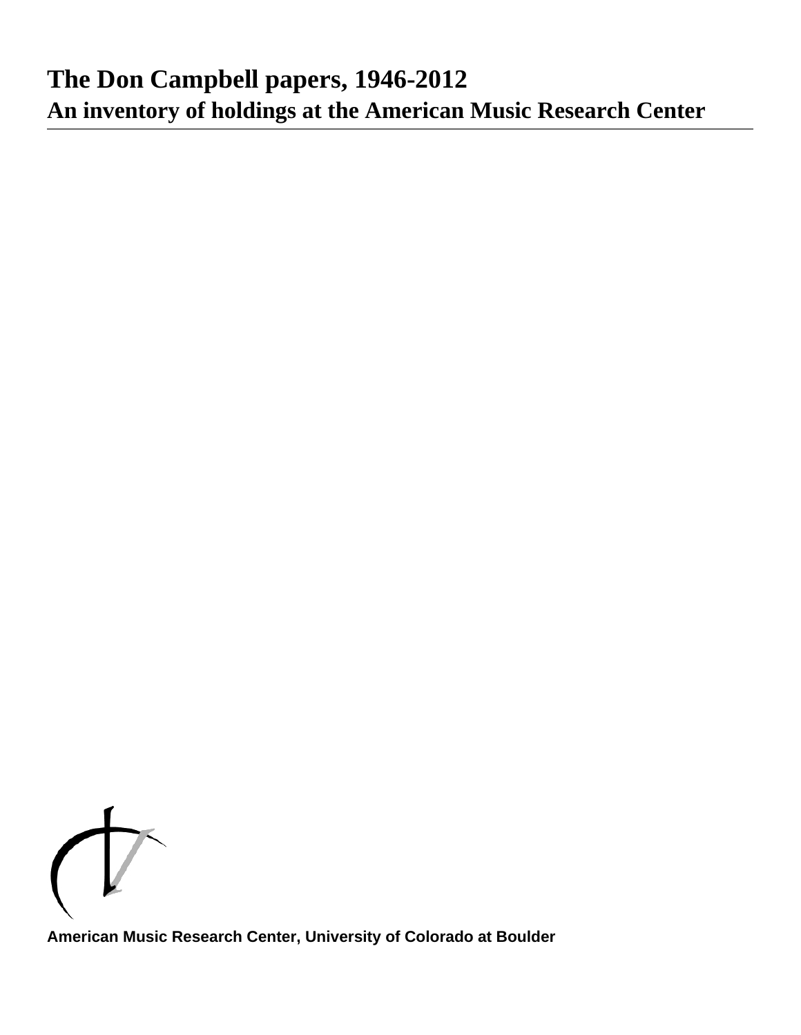# The Don Campbell papers, 1946-2012
## An inventory of holdings at the American Music Research Center

American Music Research Center, University of Colorado at Boulder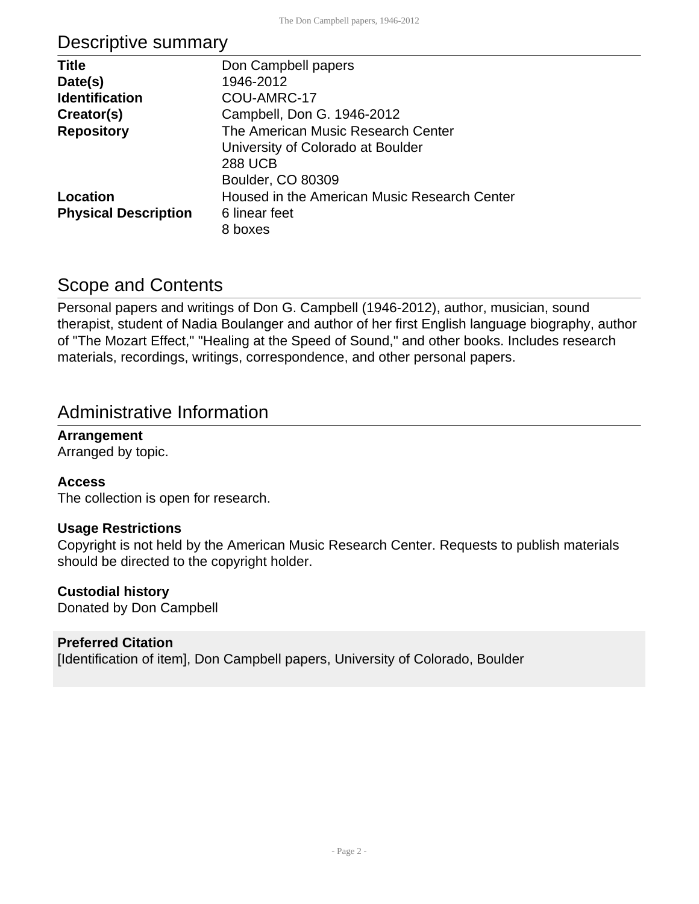## Descriptive summary

| | |
|---|---|
| **Title** | Don Campbell papers |
| **Date(s)** | 1946-2012 |
| **Identification** | COU-AMRC-17 |
| **Creator(s)** | Campbell, Don G. 1946-2012 |
| **Repository** | The American Music Research Center<br>University of Colorado at Boulder<br>288 UCB<br>Boulder, CO 80309 |
| **Location** | Housed in the American Music Research Center |
| **Physical Description** | 6 linear feet<br>8 boxes |

## Scope and Contents

Personal papers and writings of Don G. Campbell (1946-2012), author, musician, sound therapist, student of Nadia Boulanger and author of her first English language biography, author of "The Mozart Effect," "Healing at the Speed of Sound," and other books. Includes research materials, recordings, writings, correspondence, and other personal papers.

## Administrative Information

### Arrangement

Arranged by topic.

### Access

The collection is open for research.

### Usage Restrictions

Copyright is not held by the American Music Research Center. Requests to publish materials should be directed to the copyright holder.

### Custodial history

Donated by Don Campbell

### Preferred Citation

[Identification of item], Don Campbell papers, University of Colorado, Boulder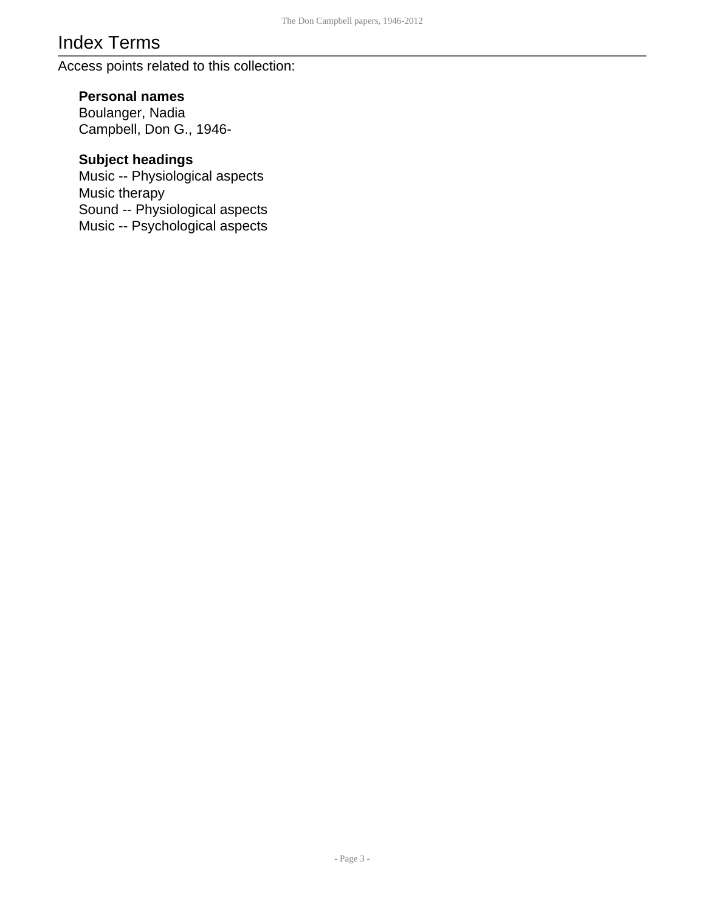# Index Terms

Access points related to this collection:

### Personal names

Boulanger, Nadia
Campbell, Don G., 1946-

### Subject headings

Music -- Physiological aspects
Music therapy
Sound -- Physiological aspects
Music -- Psychological aspects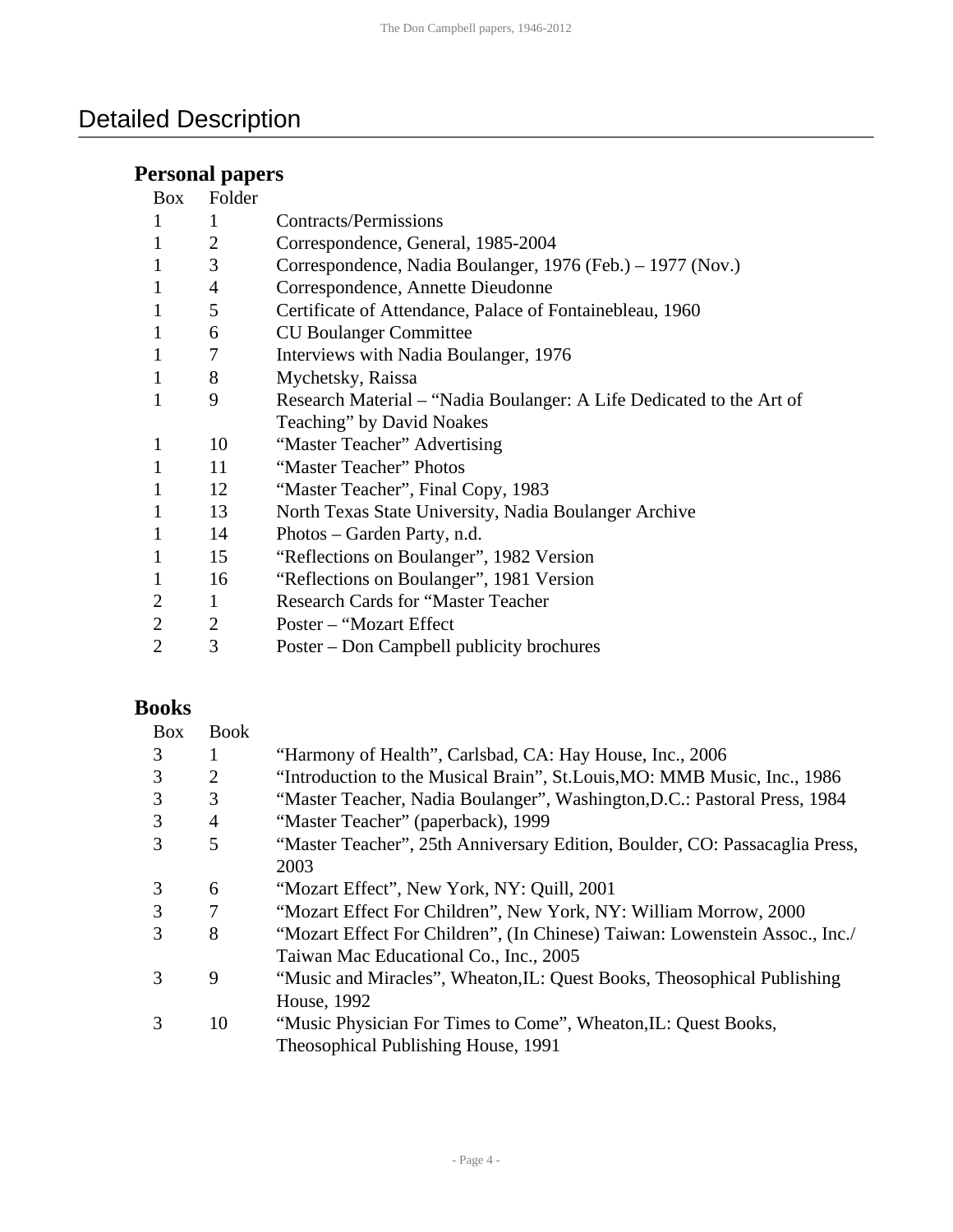# Detailed Description

## Personal papers

| Box | Folder | |
|---|---|---|
| 1 | 1 | Contracts/Permissions |
| 1 | 2 | Correspondence, General, 1985-2004 |
| 1 | 3 | Correspondence, Nadia Boulanger, 1976 (Feb.) – 1977 (Nov.) |
| 1 | 4 | Correspondence, Annette Dieudonne |
| 1 | 5 | Certificate of Attendance, Palace of Fontainebleau, 1960 |
| 1 | 6 | CU Boulanger Committee |
| 1 | 7 | Interviews with Nadia Boulanger, 1976 |
| 1 | 8 | Mychetsky, Raissa |
| 1 | 9 | Research Material – "Nadia Boulanger: A Life Dedicated to the Art of Teaching" by David Noakes |
| 1 | 10 | "Master Teacher" Advertising |
| 1 | 11 | "Master Teacher" Photos |
| 1 | 12 | "Master Teacher", Final Copy, 1983 |
| 1 | 13 | North Texas State University, Nadia Boulanger Archive |
| 1 | 14 | Photos – Garden Party, n.d. |
| 1 | 15 | "Reflections on Boulanger", 1982 Version |
| 1 | 16 | "Reflections on Boulanger", 1981 Version |
| 2 | 1 | Research Cards for "Master Teacher |
| 2 | 2 | Poster – "Mozart Effect |
| 2 | 3 | Poster – Don Campbell publicity brochures |

## Books

| Box | Book | |
|---|---|---|
| 3 | 1 | "Harmony of Health", Carlsbad, CA: Hay House, Inc., 2006 |
| 3 | 2 | "Introduction to the Musical Brain", St.Louis,MO: MMB Music, Inc., 1986 |
| 3 | 3 | "Master Teacher, Nadia Boulanger", Washington,D.C.: Pastoral Press, 1984 |
| 3 | 4 | "Master Teacher" (paperback), 1999 |
| 3 | 5 | "Master Teacher", 25th Anniversary Edition, Boulder, CO: Passacaglia Press, 2003 |
| 3 | 6 | "Mozart Effect", New York, NY: Quill, 2001 |
| 3 | 7 | "Mozart Effect For Children", New York, NY: William Morrow, 2000 |
| 3 | 8 | "Mozart Effect For Children", (In Chinese) Taiwan: Lowenstein Assoc., Inc./ Taiwan Mac Educational Co., Inc., 2005 |
| 3 | 9 | "Music and Miracles", Wheaton,IL: Quest Books, Theosophical Publishing House, 1992 |
| 3 | 10 | "Music Physician For Times to Come", Wheaton,IL: Quest Books, Theosophical Publishing House, 1991 |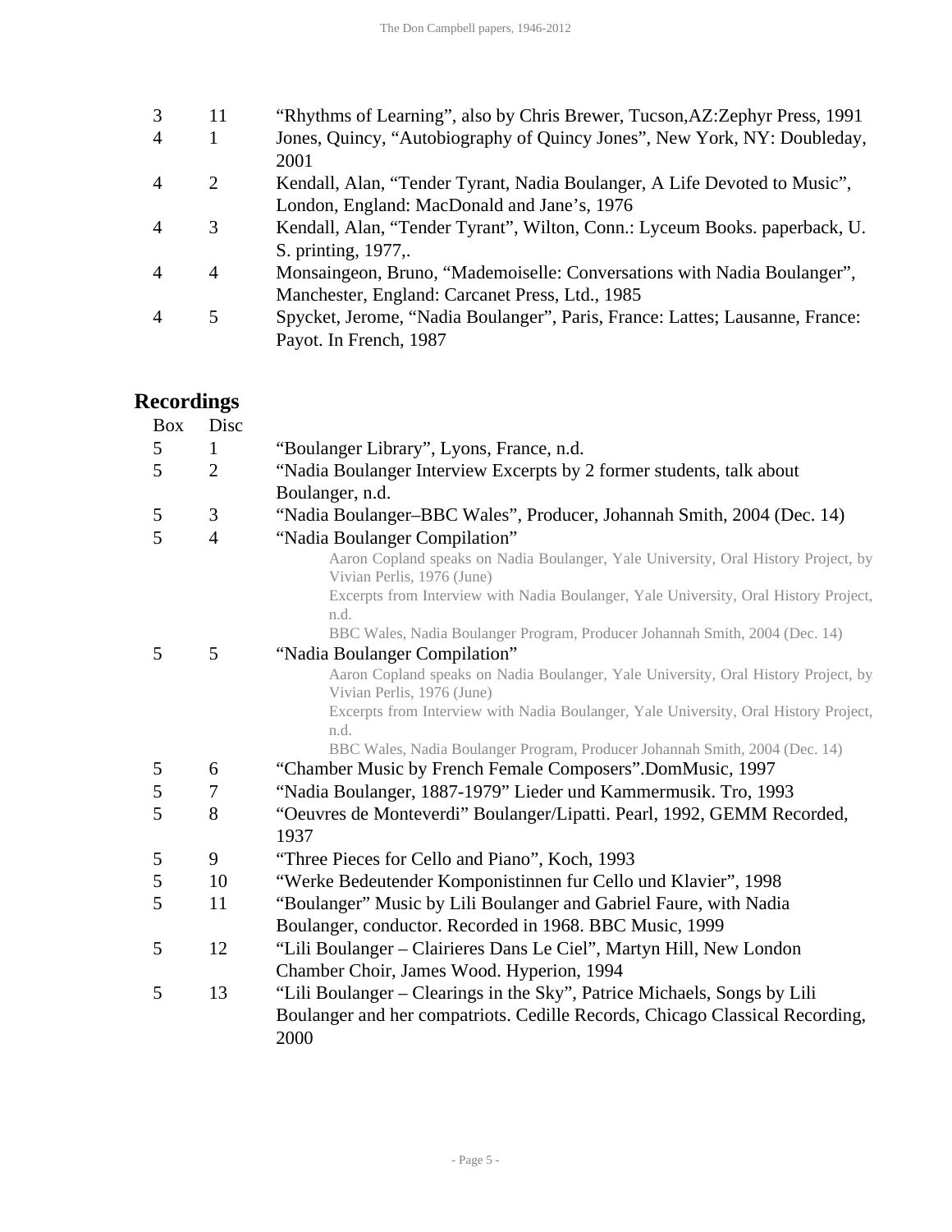| | | |
|---|---|---|
| 3 | 11 | "Rhythms of Learning", also by Chris Brewer, Tucson,AZ:Zephyr Press, 1991 |
| 4 | 1 | Jones, Quincy, "Autobiography of Quincy Jones", New York, NY: Doubleday, 2001 |
| 4 | 2 | Kendall, Alan, "Tender Tyrant, Nadia Boulanger, A Life Devoted to Music", London, England: MacDonald and Jane's, 1976 |
| 4 | 3 | Kendall, Alan, "Tender Tyrant", Wilton, Conn.: Lyceum Books. paperback, U. S. printing, 1977,. |
| 4 | 4 | Monsaingeon, Bruno, "Mademoiselle: Conversations with Nadia Boulanger", Manchester, England: Carcanet Press, Ltd., 1985 |
| 4 | 5 | Spycket, Jerome, "Nadia Boulanger", Paris, France: Lattes; Lausanne, France: Payot. In French, 1987 |

## Recordings

| Box | Disc | |
|---|---|---|
| 5 | 1 | "Boulanger Library", Lyons, France, n.d. |
| 5 | 2 | "Nadia Boulanger Interview Excerpts by 2 former students, talk about Boulanger, n.d. |
| 5 | 3 | "Nadia Boulanger–BBC Wales", Producer, Johannah Smith, 2004 (Dec. 14) |
| 5 | 4 | "Nadia Boulanger Compilation"<br>Aaron Copland speaks on Nadia Boulanger, Yale University, Oral History Project, by Vivian Perlis, 1976 (June)<br>Excerpts from Interview with Nadia Boulanger, Yale University, Oral History Project, n.d.<br>BBC Wales, Nadia Boulanger Program, Producer Johannah Smith, 2004 (Dec. 14) |
| 5 | 5 | "Nadia Boulanger Compilation"<br>Aaron Copland speaks on Nadia Boulanger, Yale University, Oral History Project, by Vivian Perlis, 1976 (June)<br>Excerpts from Interview with Nadia Boulanger, Yale University, Oral History Project, n.d.<br>BBC Wales, Nadia Boulanger Program, Producer Johannah Smith, 2004 (Dec. 14) |
| 5 | 6 | "Chamber Music by French Female Composers".DomMusic, 1997 |
| 5 | 7 | "Nadia Boulanger, 1887-1979" Lieder und Kammermusik. Tro, 1993 |
| 5 | 8 | "Oeuvres de Monteverdi" Boulanger/Lipatti. Pearl, 1992, GEMM Recorded, 1937 |
| 5 | 9 | "Three Pieces for Cello and Piano", Koch, 1993 |
| 5 | 10 | "Werke Bedeutender Komponistinnen fur Cello und Klavier", 1998 |
| 5 | 11 | "Boulanger" Music by Lili Boulanger and Gabriel Faure, with Nadia Boulanger, conductor. Recorded in 1968. BBC Music, 1999 |
| 5 | 12 | "Lili Boulanger – Clairieres Dans Le Ciel", Martyn Hill, New London Chamber Choir, James Wood. Hyperion, 1994 |
| 5 | 13 | "Lili Boulanger – Clearings in the Sky", Patrice Michaels, Songs by Lili Boulanger and her compatriots. Cedille Records, Chicago Classical Recording, 2000 |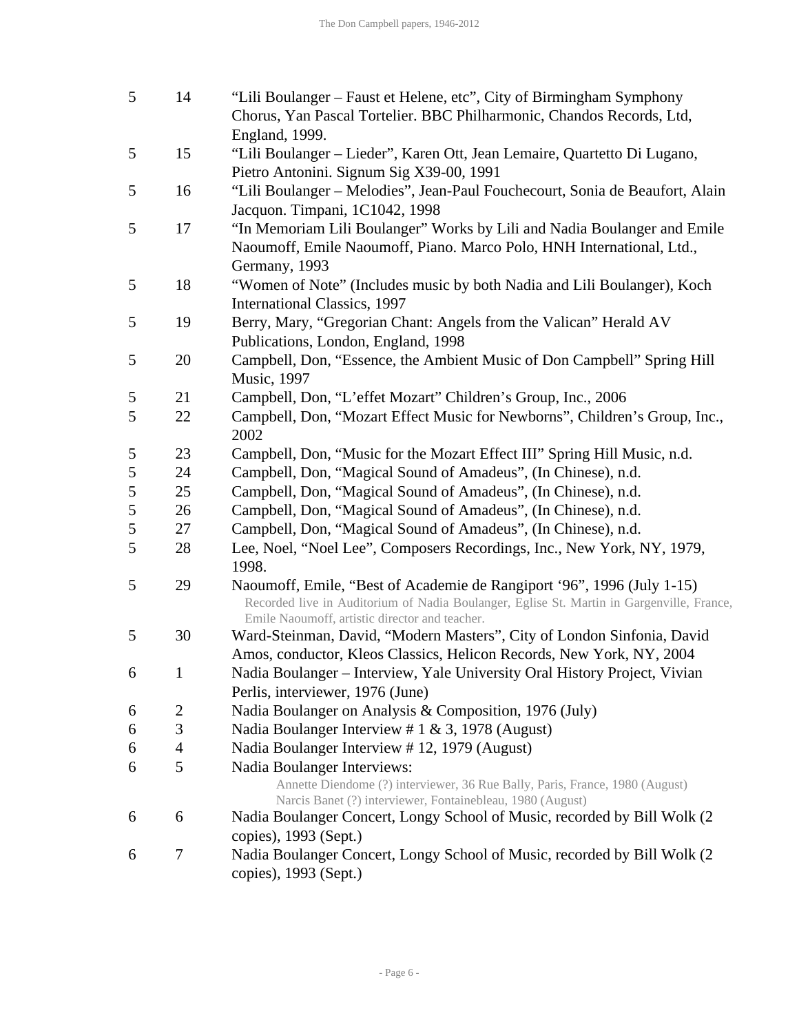| | | |
|---|---|---|
| 5 | 14 | “Lili Boulanger – Faust et Helene, etc”, City of Birmingham Symphony Chorus, Yan Pascal Tortelier. BBC Philharmonic, Chandos Records, Ltd, England, 1999. |
| 5 | 15 | “Lili Boulanger – Lieder”, Karen Ott, Jean Lemaire, Quartetto Di Lugano, Pietro Antonini. Signum Sig X39-00, 1991 |
| 5 | 16 | “Lili Boulanger – Melodies”, Jean-Paul Fouchecourt, Sonia de Beaufort, Alain Jacquon. Timpani, 1C1042, 1998 |
| 5 | 17 | “In Memoriam Lili Boulanger” Works by Lili and Nadia Boulanger and Emile Naoumoff, Emile Naoumoff, Piano. Marco Polo, HNH International, Ltd., Germany, 1993 |
| 5 | 18 | “Women of Note” (Includes music by both Nadia and Lili Boulanger), Koch International Classics, 1997 |
| 5 | 19 | Berry, Mary, “Gregorian Chant: Angels from the Valican” Herald AV Publications, London, England, 1998 |
| 5 | 20 | Campbell, Don, “Essence, the Ambient Music of Don Campbell” Spring Hill Music, 1997 |
| 5 | 21 | Campbell, Don, “L’effet Mozart” Children’s Group, Inc., 2006 |
| 5 | 22 | Campbell, Don, “Mozart Effect Music for Newborns”, Children’s Group, Inc., 2002 |
| 5 | 23 | Campbell, Don, “Music for the Mozart Effect III” Spring Hill Music, n.d. |
| 5 | 24 | Campbell, Don, “Magical Sound of Amadeus”, (In Chinese), n.d. |
| 5 | 25 | Campbell, Don, “Magical Sound of Amadeus”, (In Chinese), n.d. |
| 5 | 26 | Campbell, Don, “Magical Sound of Amadeus”, (In Chinese), n.d. |
| 5 | 27 | Campbell, Don, “Magical Sound of Amadeus”, (In Chinese), n.d. |
| 5 | 28 | Lee, Noel, “Noel Lee”, Composers Recordings, Inc., New York, NY, 1979, 1998. |
| 5 | 29 | Naoumoff, Emile, “Best of Academie de Rangiport ‘96”, 1996 (July 1-15) Recorded live in Auditorium of Nadia Boulanger, Eglise St. Martin in Gargenville, France, Emile Naoumoff, artistic director and teacher. |
| 5 | 30 | Ward-Steinman, David, “Modern Masters”, City of London Sinfonia, David Amos, conductor, Kleos Classics, Helicon Records, New York, NY, 2004 |
| 6 | 1 | Nadia Boulanger – Interview, Yale University Oral History Project, Vivian Perlis, interviewer, 1976 (June) |
| 6 | 2 | Nadia Boulanger on Analysis & Composition, 1976 (July) |
| 6 | 3 | Nadia Boulanger Interview # 1 & 3, 1978 (August) |
| 6 | 4 | Nadia Boulanger Interview # 12, 1979 (August) |
| 6 | 5 | Nadia Boulanger Interviews: Annette Diendome (?) interviewer, 36 Rue Bally, Paris, France, 1980 (August) Narcis Banet (?) interviewer, Fontainebleau, 1980 (August) |
| 6 | 6 | Nadia Boulanger Concert, Longy School of Music, recorded by Bill Wolk (2 copies), 1993 (Sept.) |
| 6 | 7 | Nadia Boulanger Concert, Longy School of Music, recorded by Bill Wolk (2 copies), 1993 (Sept.) |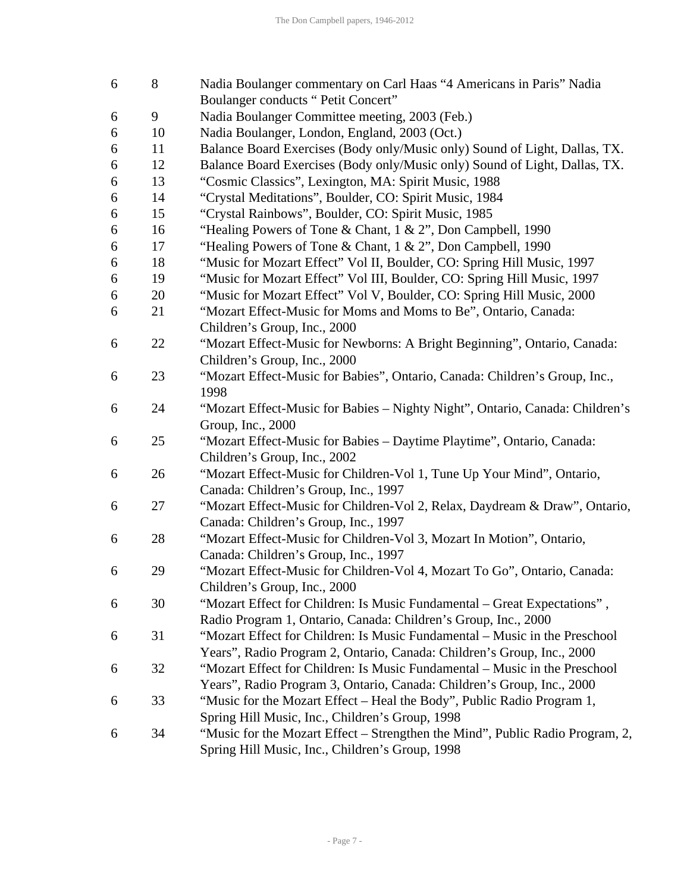| | | |
|---|---|---|
| 6 | 8 | Nadia Boulanger commentary on Carl Haas "4 Americans in Paris" Nadia Boulanger conducts " Petit Concert" |
| 6 | 9 | Nadia Boulanger Committee meeting, 2003 (Feb.) |
| 6 | 10 | Nadia Boulanger, London, England, 2003 (Oct.) |
| 6 | 11 | Balance Board Exercises (Body only/Music only) Sound of Light, Dallas, TX. |
| 6 | 12 | Balance Board Exercises (Body only/Music only) Sound of Light, Dallas, TX. |
| 6 | 13 | "Cosmic Classics", Lexington, MA: Spirit Music, 1988 |
| 6 | 14 | "Crystal Meditations", Boulder, CO: Spirit Music, 1984 |
| 6 | 15 | "Crystal Rainbows", Boulder, CO: Spirit Music, 1985 |
| 6 | 16 | "Healing Powers of Tone & Chant, 1 & 2", Don Campbell, 1990 |
| 6 | 17 | "Healing Powers of Tone & Chant, 1 & 2", Don Campbell, 1990 |
| 6 | 18 | "Music for Mozart Effect" Vol II, Boulder, CO: Spring Hill Music, 1997 |
| 6 | 19 | "Music for Mozart Effect" Vol III, Boulder, CO: Spring Hill Music, 1997 |
| 6 | 20 | "Music for Mozart Effect" Vol V, Boulder, CO: Spring Hill Music, 2000 |
| 6 | 21 | "Mozart Effect-Music for Moms and Moms to Be", Ontario, Canada: Children's Group, Inc., 2000 |
| 6 | 22 | "Mozart Effect-Music for Newborns: A Bright Beginning", Ontario, Canada: Children's Group, Inc., 2000 |
| 6 | 23 | "Mozart Effect-Music for Babies", Ontario, Canada: Children's Group, Inc., 1998 |
| 6 | 24 | "Mozart Effect-Music for Babies – Nighty Night", Ontario, Canada: Children's Group, Inc., 2000 |
| 6 | 25 | "Mozart Effect-Music for Babies – Daytime Playtime", Ontario, Canada: Children's Group, Inc., 2002 |
| 6 | 26 | "Mozart Effect-Music for Children-Vol 1, Tune Up Your Mind", Ontario, Canada: Children's Group, Inc., 1997 |
| 6 | 27 | "Mozart Effect-Music for Children-Vol 2, Relax, Daydream & Draw", Ontario, Canada: Children's Group, Inc., 1997 |
| 6 | 28 | "Mozart Effect-Music for Children-Vol 3, Mozart In Motion", Ontario, Canada: Children's Group, Inc., 1997 |
| 6 | 29 | "Mozart Effect-Music for Children-Vol 4, Mozart To Go", Ontario, Canada: Children's Group, Inc., 2000 |
| 6 | 30 | "Mozart Effect for Children: Is Music Fundamental – Great Expectations" , Radio Program 1, Ontario, Canada: Children's Group, Inc., 2000 |
| 6 | 31 | "Mozart Effect for Children: Is Music Fundamental – Music in the Preschool Years", Radio Program 2, Ontario, Canada: Children's Group, Inc., 2000 |
| 6 | 32 | "Mozart Effect for Children: Is Music Fundamental – Music in the Preschool Years", Radio Program 3, Ontario, Canada: Children's Group, Inc., 2000 |
| 6 | 33 | "Music for the Mozart Effect – Heal the Body", Public Radio Program 1, Spring Hill Music, Inc., Children's Group, 1998 |
| 6 | 34 | "Music for the Mozart Effect – Strengthen the Mind", Public Radio Program, 2, Spring Hill Music, Inc., Children's Group, 1998 |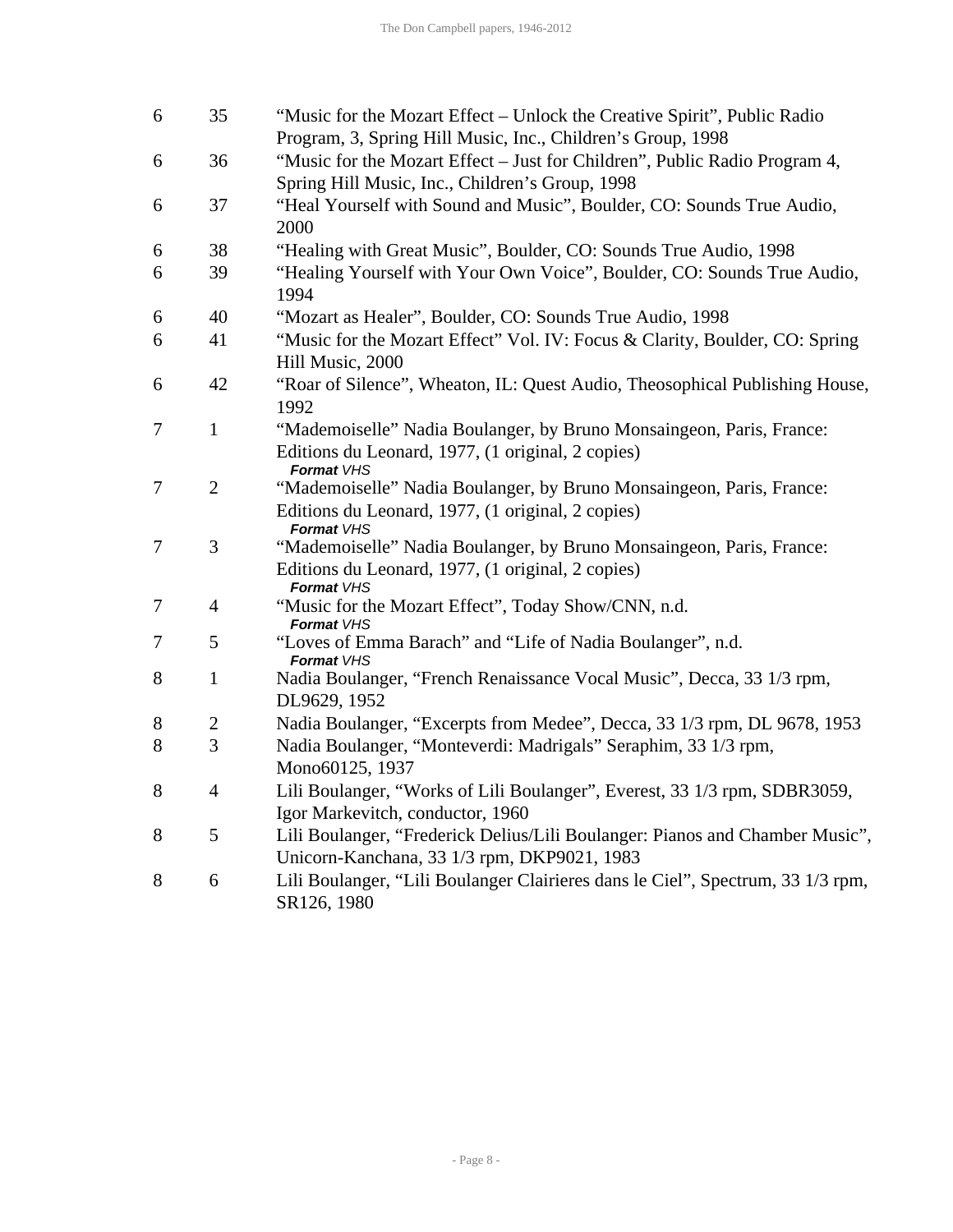| | | |
|---|---|---|
| 6 | 35 | "Music for the Mozart Effect – Unlock the Creative Spirit", Public Radio Program, 3, Spring Hill Music, Inc., Children's Group, 1998 |
| 6 | 36 | "Music for the Mozart Effect – Just for Children", Public Radio Program 4, Spring Hill Music, Inc., Children's Group, 1998 |
| 6 | 37 | "Heal Yourself with Sound and Music", Boulder, CO: Sounds True Audio, 2000 |
| 6 | 38 | "Healing with Great Music", Boulder, CO: Sounds True Audio, 1998 |
| 6 | 39 | "Healing Yourself with Your Own Voice", Boulder, CO: Sounds True Audio, 1994 |
| 6 | 40 | "Mozart as Healer", Boulder, CO: Sounds True Audio, 1998 |
| 6 | 41 | "Music for the Mozart Effect" Vol. IV: Focus & Clarity, Boulder, CO: Spring Hill Music, 2000 |
| 6 | 42 | "Roar of Silence", Wheaton, IL: Quest Audio, Theosophical Publishing House, 1992 |
| 7 | 1 | "Mademoiselle" Nadia Boulanger, by Bruno Monsaingeon, Paris, France: Editions du Leonard, 1977, (1 original, 2 copies) ***Format*** *VHS* |
| 7 | 2 | "Mademoiselle" Nadia Boulanger, by Bruno Monsaingeon, Paris, France: Editions du Leonard, 1977, (1 original, 2 copies) ***Format*** *VHS* |
| 7 | 3 | "Mademoiselle" Nadia Boulanger, by Bruno Monsaingeon, Paris, France: Editions du Leonard, 1977, (1 original, 2 copies) ***Format*** *VHS* |
| 7 | 4 | "Music for the Mozart Effect", Today Show/CNN, n.d. ***Format*** *VHS* |
| 7 | 5 | "Loves of Emma Barach" and "Life of Nadia Boulanger", n.d. ***Format*** *VHS* |
| 8 | 1 | Nadia Boulanger, "French Renaissance Vocal Music", Decca, 33 1/3 rpm, DL9629, 1952 |
| 8 | 2 | Nadia Boulanger, "Excerpts from Medee", Decca, 33 1/3 rpm, DL 9678, 1953 |
| 8 | 3 | Nadia Boulanger, "Monteverdi: Madrigals" Seraphim, 33 1/3 rpm, Mono60125, 1937 |
| 8 | 4 | Lili Boulanger, "Works of Lili Boulanger", Everest, 33 1/3 rpm, SDBR3059, Igor Markevitch, conductor, 1960 |
| 8 | 5 | Lili Boulanger, "Frederick Delius/Lili Boulanger: Pianos and Chamber Music", Unicorn-Kanchana, 33 1/3 rpm, DKP9021, 1983 |
| 8 | 6 | Lili Boulanger, "Lili Boulanger Clairieres dans le Ciel", Spectrum, 33 1/3 rpm, SR126, 1980 |